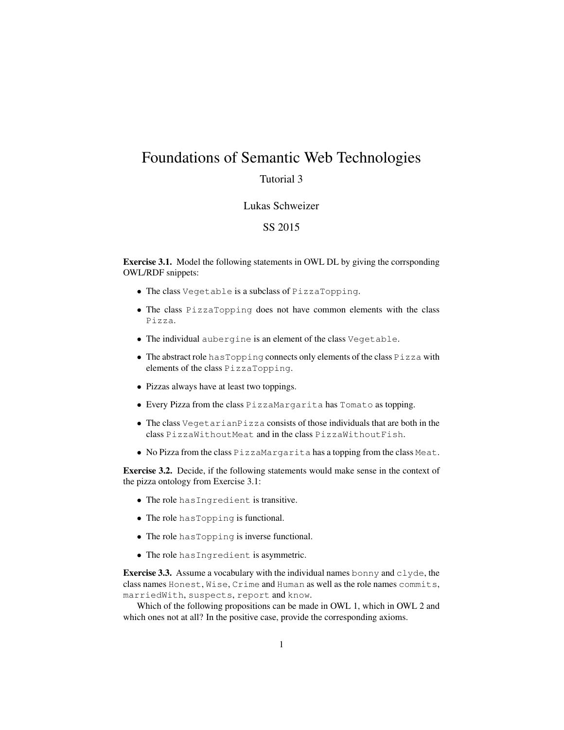# Foundations of Semantic Web Technologies

Tutorial 3

Lukas Schweizer

SS 2015

**Exercise 3.1.** Model the following statements in OWL DL by giving the corrsponding OWL/RDF snippets:

- The class `Vegetable` is a subclass of `PizzaTopping`.
- The class `PizzaTopping` does not have common elements with the class `Pizza`.
- The individual `aubergine` is an element of the class `Vegetable`.
- The abstract role `hasTopping` connects only elements of the class `Pizza` with elements of the class `PizzaTopping`.
- Pizzas always have at least two toppings.
- Every Pizza from the class `PizzaMargarita` has `Tomato` as topping.
- The class `VegetarianPizza` consists of those individuals that are both in the class `PizzaWithoutMeat` and in the class `PizzaWithoutFish`.
- No Pizza from the class `PizzaMargarita` has a topping from the class `Meat`.

**Exercise 3.2.** Decide, if the following statements would make sense in the context of the pizza ontology from Exercise 3.1:

- The role `hasIngredient` is transitive.
- The role `hasTopping` is functional.
- The role `hasTopping` is inverse functional.
- The role `hasIngredient` is asymmetric.

**Exercise 3.3.** Assume a vocabulary with the individual names `bonny` and `clyde`, the class names `Honest`, `Wise`, `Crime` and `Human` as well as the role names `commits`, `marriedWith`, `suspects`, `report` and `know`.

Which of the following propositions can be made in OWL 1, which in OWL 2 and which ones not at all? In the positive case, provide the corresponding axioms.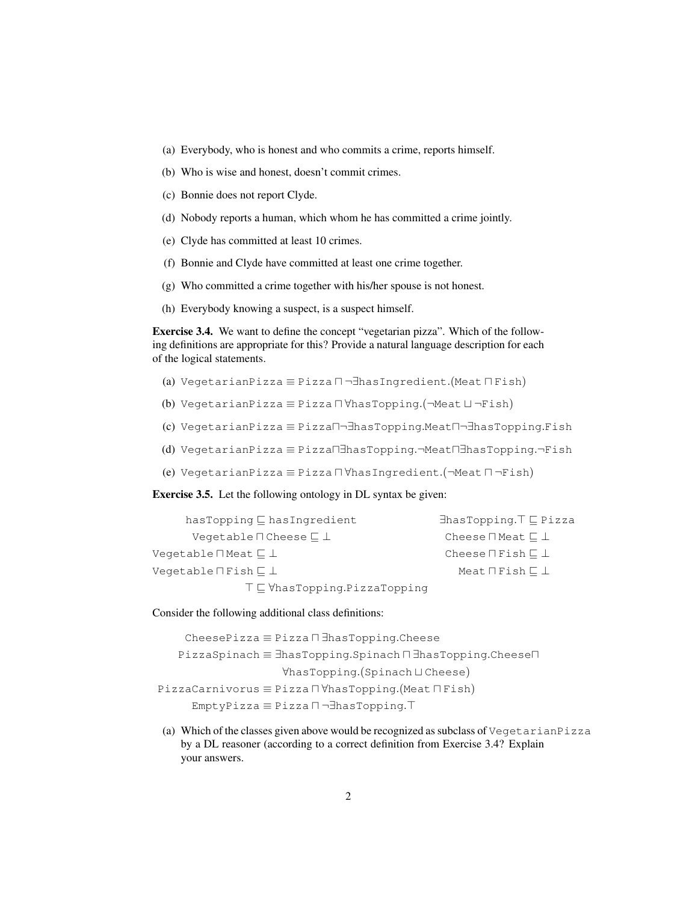(a) Everybody, who is honest and who commits a crime, reports himself.

(b) Who is wise and honest, doesn't commit crimes.

(c) Bonnie does not report Clyde.

(d) Nobody reports a human, which whom he has committed a crime jointly.

(e) Clyde has committed at least 10 crimes.

(f) Bonnie and Clyde have committed at least one crime together.

(g) Who committed a crime together with his/her spouse is not honest.

(h) Everybody knowing a suspect, is a suspect himself.

**Exercise 3.4.** We want to define the concept "vegetarian pizza". Which of the following definitions are appropriate for this? Provide a natural language description for each of the logical statements.

(a) $\texttt{VegetarianPizza} \equiv \texttt{Pizza} \sqcap \neg\exists\texttt{hasIngredient}.(\texttt{Meat} \sqcap \texttt{Fish})$

(b) $\texttt{VegetarianPizza} \equiv \texttt{Pizza} \sqcap \forall\texttt{hasTopping}.(\neg\texttt{Meat} \sqcup \neg\texttt{Fish})$

(c) $\texttt{VegetarianPizza} \equiv \texttt{Pizza} \sqcap \neg\exists\texttt{hasTopping}.\texttt{Meat} \sqcap \neg\exists\texttt{hasTopping}.\texttt{Fish}$

(d) $\texttt{VegetarianPizza} \equiv \texttt{Pizza} \sqcap \exists\texttt{hasTopping}.\neg\texttt{Meat} \sqcap \exists\texttt{hasTopping}.\neg\texttt{Fish}$

(e) $\texttt{VegetarianPizza} \equiv \texttt{Pizza} \sqcap \forall\texttt{hasIngredient}.(\neg\texttt{Meat} \sqcap \neg\texttt{Fish})$

**Exercise 3.5.** Let the following ontology in DL syntax be given:

$$\texttt{hasTopping} \sqsubseteq \texttt{hasIngredient} \qquad \exists\texttt{hasTopping}.\top \sqsubseteq \texttt{Pizza}$$

$$\texttt{Vegetable} \sqcap \texttt{Cheese} \sqsubseteq \bot \qquad \texttt{Cheese} \sqcap \texttt{Meat} \sqsubseteq \bot$$

$$\texttt{Vegetable} \sqcap \texttt{Meat} \sqsubseteq \bot \qquad \texttt{Cheese} \sqcap \texttt{Fish} \sqsubseteq \bot$$

$$\texttt{Vegetable} \sqcap \texttt{Fish} \sqsubseteq \bot \qquad \texttt{Meat} \sqcap \texttt{Fish} \sqsubseteq \bot$$

$$\top \sqsubseteq \forall\texttt{hasTopping}.\texttt{PizzaTopping}$$

Consider the following additional class definitions:

$$\texttt{CheesePizza} \equiv \texttt{Pizza} \sqcap \exists\texttt{hasTopping}.\texttt{Cheese}$$

$$\texttt{PizzaSpinach} \equiv \exists\texttt{hasTopping}.\texttt{Spinach} \sqcap \exists\texttt{hasTopping}.\texttt{Cheese} \sqcap \forall\texttt{hasTopping}.(\texttt{Spinach} \sqcup \texttt{Cheese})$$

$$\texttt{PizzaCarnivorus} \equiv \texttt{Pizza} \sqcap \forall\texttt{hasTopping}.(\texttt{Meat} \sqcap \texttt{Fish})$$

$$\texttt{EmptyPizza} \equiv \texttt{Pizza} \sqcap \neg\exists\texttt{hasTopping}.\top$$

(a) Which of the classes given above would be recognized as subclass of VegetarianPizza by a DL reasoner (according to a correct definition from Exercise 3.4? Explain your answers.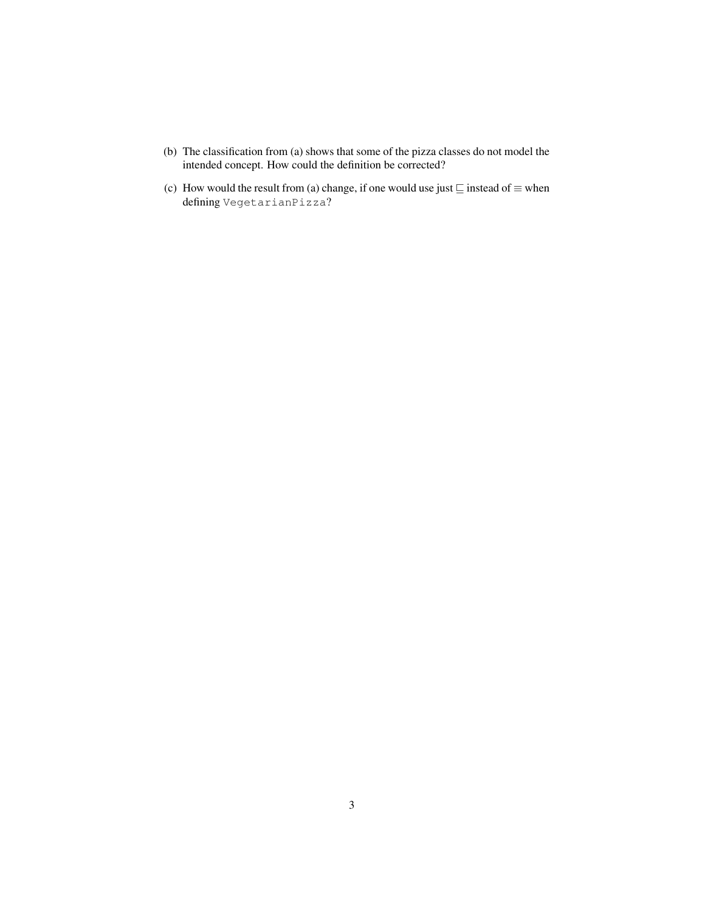(b) The classification from (a) shows that some of the pizza classes do not model the intended concept. How could the definition be corrected?

(c) How would the result from (a) change, if one would use just $\sqsubseteq$ instead of $\equiv$ when defining `VegetarianPizza`?